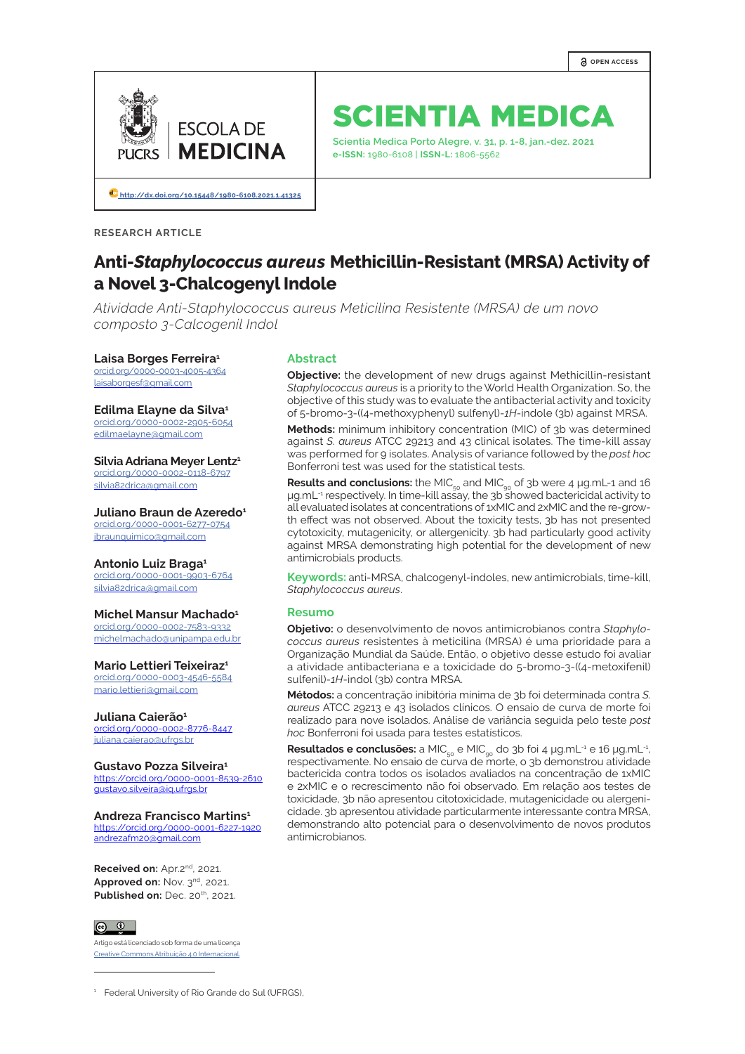http://dx.doi.org/10.15448/1980-6108.2021.1.41325

RESEARCH ARTICLE

# Anti-*Staphylococcus aureus* Methicillin-Resistant (MRSA) Activity of a Novel 3-Chalcogenyl Indole

*Atividade Anti-Staphylococcus aureus Meticilina Resistente (MRSA) de um novo composto 3-Calcogenil Indol*

**Laisa Borges Ferreira**[1]
orcid.org/0000-0003-4005-4364
laisaborgesf@gmail.com

**Edilma Elayne da Silva**[1]
orcid.org/0000-0002-2905-6054
edilmaelayne@gmail.com

**Silvia Adriana Meyer Lentz**[1]
orcid.org/0000-0002-0118-6797
silvia82drica@gmail.com

**Juliano Braun de Azeredo**[1]
orcid.org/0000-0001-6277-0754
jbraunquimico@gmail.com

**Antonio Luiz Braga**[1]
orcid.org/0000-0001-9903-6764
silvia82drica@gmail.com

**Michel Mansur Machado**[1]
orcid.org/0000-0002-7583-9332
michelmachado@unipampa.edu.br

**Mario Lettieri Teixeiraz**[1]
orcid.org/0000-0003-4546-5584
mario.lettieri@gmail.com

**Juliana Caierão**[1]
orcid.org/0000-0002-8776-8447
juliana.caierao@ufrgs.br

**Gustavo Pozza Silveira**[1]
https://orcid.org/0000-0001-8539-2610
gustavo.silveira@iq.ufrgs.br

**Andreza Francisco Martins**[1]
https://orcid.org/0000-0001-6227-1920
andrezafm20@gmail.com

**Received on:** Apr.2nd, 2021.
**Approved on:** Nov. 3rd, 2021.
**Published on:** Dec. 20th, 2021.

Artigo está licenciado sob forma de uma licença Creative Commons Atribuição 4.0 Internacional.

## Abstract

**Objective:** the development of new drugs against Methicillin-resistant *Staphylococcus aureus* is a priority to the World Health Organization. So, the objective of this study was to evaluate the antibacterial activity and toxicity of 5-bromo-3-((4-methoxyphenyl) sulfenyl)-*1H*-indole (3b) against MRSA.

**Methods:** minimum inhibitory concentration (MIC) of 3b was determined against *S. aureus* ATCC 29213 and 43 clinical isolates. The time-kill assay was performed for 9 isolates. Analysis of variance followed by the *post hoc* Bonferroni test was used for the statistical tests.

**Results and conclusions:** the $MIC_{50}$ and $MIC_{90}$ of 3b were 4 µg.mL-1 and 16 µg.mL$^{-1}$ respectively. In time-kill assay, the 3b showed bactericidal activity to all evaluated isolates at concentrations of 1xMIC and 2xMIC and the re-growth effect was not observed. About the toxicity tests, 3b has not presented cytotoxicity, mutagenicity, or allergenicity. 3b had particularly good activity against MRSA demonstrating high potential for the development of new antimicrobials products.

**Keywords:** anti-MRSA, chalcogenyl-indoles, new antimicrobials, time-kill, *Staphylococcus aureus*.

## Resumo

**Objetivo:** o desenvolvimento de novos antimicrobianos contra *Staphylococcus aureus* resistentes à meticilina (MRSA) é uma prioridade para a Organização Mundial da Saúde. Então, o objetivo desse estudo foi avaliar a atividade antibacteriana e a toxicidade do 5-bromo-3-((4-metoxifenil) sulfenil)-*1H*-indol (3b) contra MRSA.

**Métodos:** a concentração inibitória mínima de 3b foi determinada contra *S. aureus* ATCC 29213 e 43 isolados clínicos. O ensaio de curva de morte foi realizado para nove isolados. Análise de variância seguida pelo teste *post hoc* Bonferroni foi usada para testes estatísticos.

**Resultados e conclusões:** a $MIC_{50}$ e $MIC_{90}$ do 3b foi 4 µg.mL$^{-1}$ e 16 µg.mL$^{-1}$, respectivamente. No ensaio de curva de morte, o 3b demonstrou atividade bactericida contra todos os isolados avaliados na concentração de 1xMIC e 2xMIC e o recrescimento não foi observado. Em relação aos testes de toxicidade, 3b não apresentou citotoxicidade, mutagenicidade ou alergenicidade. 3b apresentou atividade particularmente interessante contra MRSA, demonstrando alto potencial para o desenvolvimento de novos produtos antimicrobianos.

[1] Federal University of Rio Grande do Sul (UFRGS),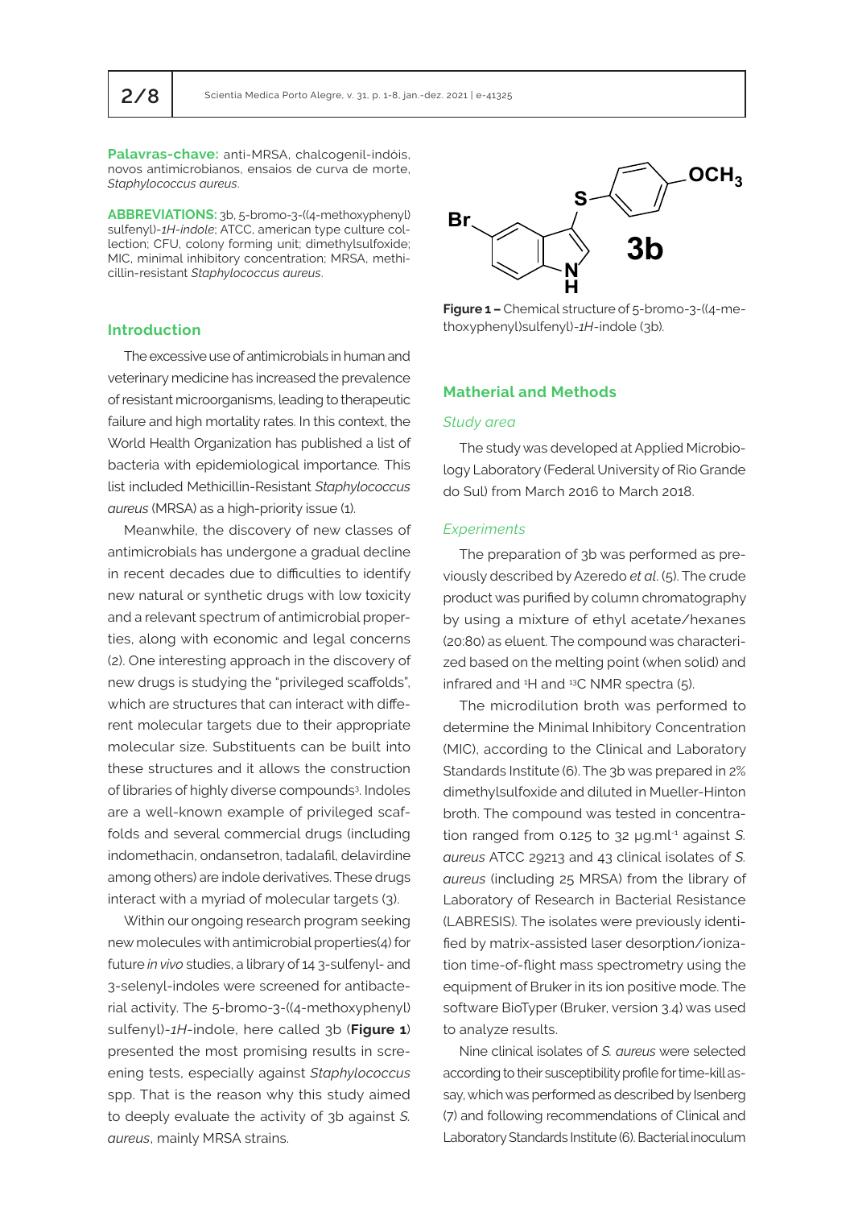**Palavras-chave:** anti-MRSA, chalcogenil-indóis, novos antimicrobianos, ensaios de curva de morte, *Staphylococcus aureus*.

**ABBREVIATIONS:** 3b, 5-bromo-3-((4-methoxyphenyl) sulfenyl)-*1H-indole*; ATCC, american type culture collection; CFU, colony forming unit; dimethylsulfoxide; MIC, minimal inhibitory concentration; MRSA, methicillin-resistant *Staphylococcus aureus*.

## Introduction

The excessive use of antimicrobials in human and veterinary medicine has increased the prevalence of resistant microorganisms, leading to therapeutic failure and high mortality rates. In this context, the World Health Organization has published a list of bacteria with epidemiological importance. This list included Methicillin-Resistant *Staphylococcus aureus* (MRSA) as a high-priority issue (1).

Meanwhile, the discovery of new classes of antimicrobials has undergone a gradual decline in recent decades due to difficulties to identify new natural or synthetic drugs with low toxicity and a relevant spectrum of antimicrobial properties, along with economic and legal concerns (2). One interesting approach in the discovery of new drugs is studying the "privileged scaffolds", which are structures that can interact with different molecular targets due to their appropriate molecular size. Substituents can be built into these structures and it allows the construction of libraries of highly diverse compounds[3]. Indoles are a well-known example of privileged scaffolds and several commercial drugs (including indomethacin, ondansetron, tadalafil, delavirdine among others) are indole derivatives. These drugs interact with a myriad of molecular targets (3).

Within our ongoing research program seeking new molecules with antimicrobial properties(4) for future *in vivo* studies, a library of 14 3-sulfenyl- and 3-selenyl-indoles were screened for antibacterial activity. The 5-bromo-3-((4-methoxyphenyl) sulfenyl)-*1H*-indole, here called 3b (**Figure 1**) presented the most promising results in screening tests, especially against *Staphylococcus* spp. That is the reason why this study aimed to deeply evaluate the activity of 3b against *S. aureus*, mainly MRSA strains.

**Figure 1 –** Chemical structure of 5-bromo-3-((4-methoxyphenyl)sulfenyl)-*1H*-indole (3b).

## Matherial and Methods

### *Study area*

The study was developed at Applied Microbiology Laboratory (Federal University of Rio Grande do Sul) from March 2016 to March 2018.

### *Experiments*

The preparation of 3b was performed as previously described by Azeredo *et al*. (5). The crude product was purified by column chromatography by using a mixture of ethyl acetate/hexanes (20:80) as eluent. The compound was characterized based on the melting point (when solid) and infrared and $^{1}H$ and $^{13}C$ NMR spectra (5).

The microdilution broth was performed to determine the Minimal Inhibitory Concentration (MIC), according to the Clinical and Laboratory Standards Institute (6). The 3b was prepared in 2% dimethylsulfoxide and diluted in Mueller-Hinton broth. The compound was tested in concentration ranged from 0.125 to 32 µg.ml$^{-1}$ against *S. aureus* ATCC 29213 and 43 clinical isolates of *S. aureus* (including 25 MRSA) from the library of Laboratory of Research in Bacterial Resistance (LABRESIS). The isolates were previously identified by matrix-assisted laser desorption/ionization time-of-flight mass spectrometry using the equipment of Bruker in its ion positive mode. The software BioTyper (Bruker, version 3.4) was used to analyze results.

Nine clinical isolates of *S. aureus* were selected according to their susceptibility profile for time-kill assay, which was performed as described by Isenberg (7) and following recommendations of Clinical and Laboratory Standards Institute (6). Bacterial inoculum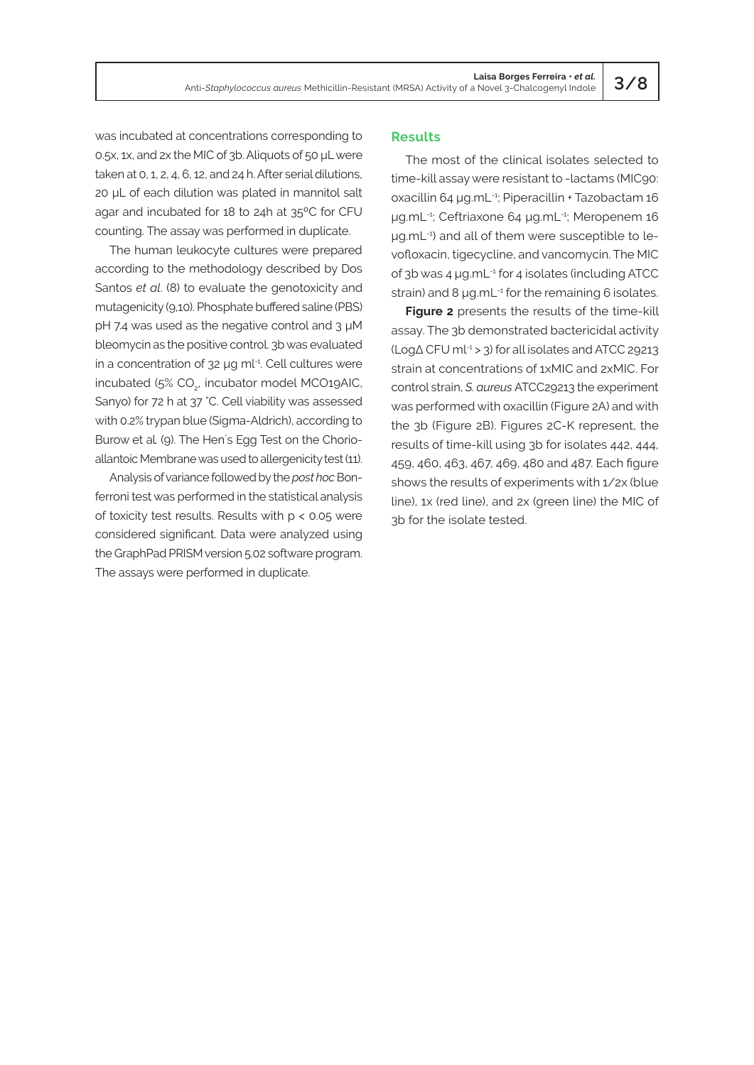was incubated at concentrations corresponding to 0.5x, 1x, and 2x the MIC of 3b. Aliquots of 50 µL were taken at 0, 1, 2, 4, 6, 12, and 24 h. After serial dilutions, 20 µL of each dilution was plated in mannitol salt agar and incubated for 18 to 24h at 35°C for CFU counting. The assay was performed in duplicate.

The human leukocyte cultures were prepared according to the methodology described by Dos Santos *et al.* (8) to evaluate the genotoxicity and mutagenicity (9,10). Phosphate buffered saline (PBS) pH 7.4 was used as the negative control and 3 µM bleomycin as the positive control. 3b was evaluated in a concentration of 32 µg ml$^{-1}$. Cell cultures were incubated (5% $CO_2$, incubator model MCO19AIC, Sanyo) for 72 h at 37 °C. Cell viability was assessed with 0.2% trypan blue (Sigma-Aldrich), according to Burow et al. (9). The Hen´s Egg Test on the Chorio-allantoic Membrane was used to allergenicity test (11).

Analysis of variance followed by the *post hoc* Bonferroni test was performed in the statistical analysis of toxicity test results. Results with $p < 0.05$ were considered significant. Data were analyzed using the GraphPad PRISM version 5.02 software program. The assays were performed in duplicate.

## Results

The most of the clinical isolates selected to time-kill assay were resistant to -lactams (MIC90: oxacillin 64 µg.mL$^{-1}$; Piperacillin + Tazobactam 16 µg.mL$^{-1}$; Ceftriaxone 64 µg.mL$^{-1}$; Meropenem 16 µg.mL$^{-1}$) and all of them were susceptible to levofloxacin, tigecycline, and vancomycin. The MIC of 3b was 4 µg.mL$^{-1}$ for 4 isolates (including ATCC strain) and 8 µg.mL$^{-1}$ for the remaining 6 isolates.

**Figure 2** presents the results of the time-kill assay. The 3b demonstrated bactericidal activity ($\text{Log}\Delta$ CFU ml$^{-1}$ > 3) for all isolates and ATCC 29213 strain at concentrations of 1xMIC and 2xMIC. For control strain, *S. aureus* ATCC29213 the experiment was performed with oxacillin (Figure 2A) and with the 3b (Figure 2B). Figures 2C-K represent, the results of time-kill using 3b for isolates 442, 444, 459, 460, 463, 467, 469, 480 and 487. Each figure shows the results of experiments with 1/2x (blue line), 1x (red line), and 2x (green line) the MIC of 3b for the isolate tested.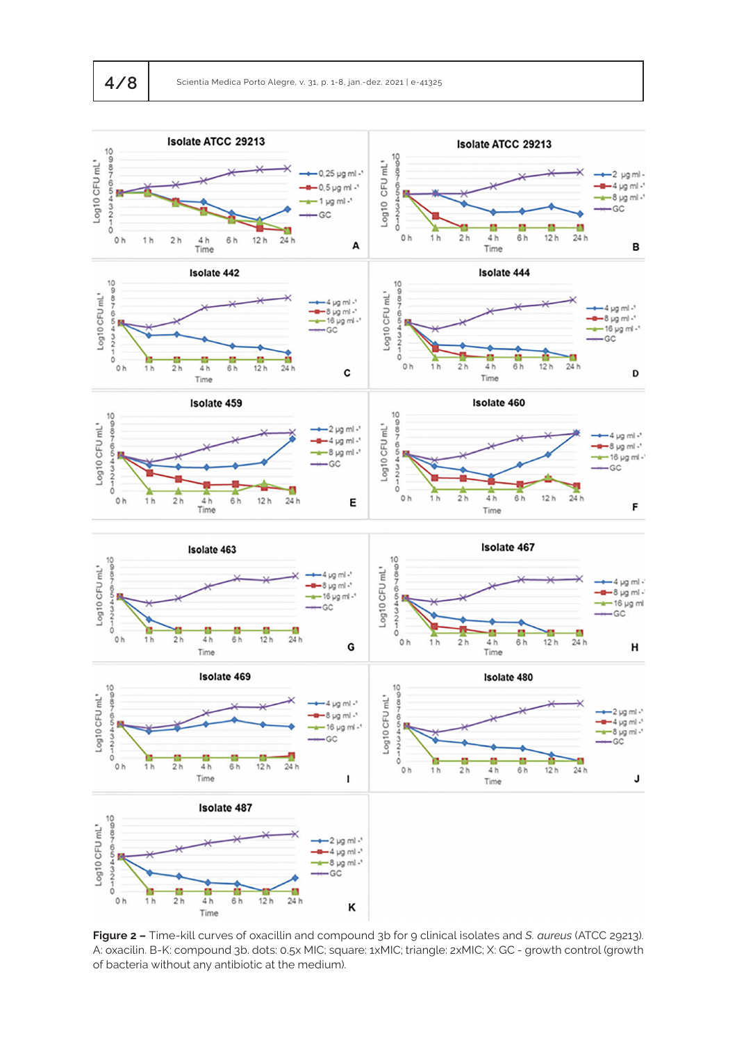**Figure 2 –** Time-kill curves of oxacillin and compound 3b for 9 clinical isolates and *S. aureus* (ATCC 29213). A: oxacilin. B-K: compound 3b. dots: 0.5x MIC; square: 1xMIC; triangle: 2xMIC; X: GC - growth control (growth of bacteria without any antibiotic at the medium).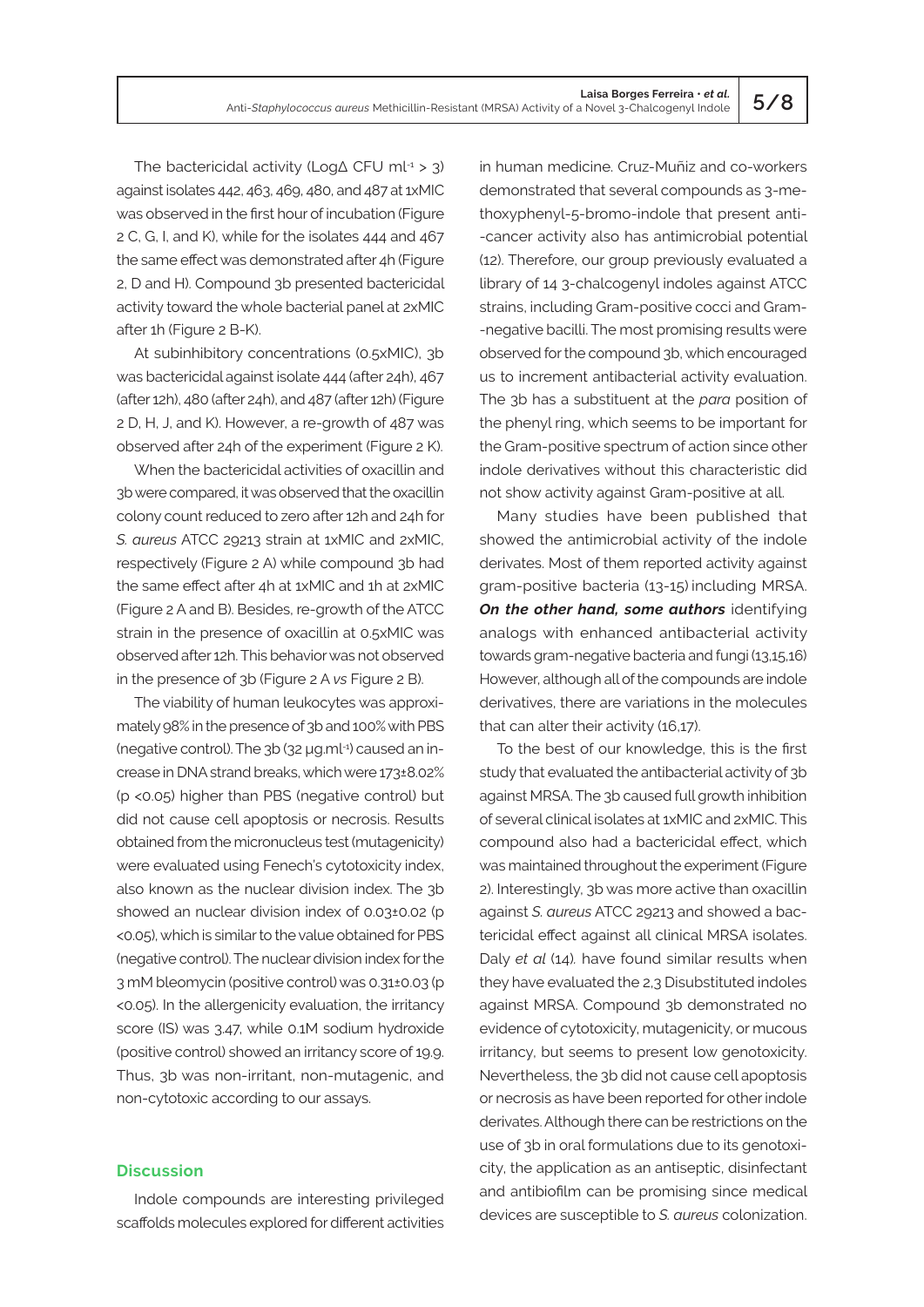The bactericidal activity (Log$\Delta$ CFU ml$^{-1}$ > 3) against isolates 442, 463, 469, 480, and 487 at 1xMIC was observed in the first hour of incubation (Figure 2 C, G, I, and K), while for the isolates 444 and 467 the same effect was demonstrated after 4h (Figure 2, D and H). Compound 3b presented bactericidal activity toward the whole bacterial panel at 2xMIC after 1h (Figure 2 B-K).

At subinhibitory concentrations (0.5xMIC), 3b was bactericidal against isolate 444 (after 24h), 467 (after 12h), 480 (after 24h), and 487 (after 12h) (Figure 2 D, H, J, and K). However, a re-growth of 487 was observed after 24h of the experiment (Figure 2 K).

When the bactericidal activities of oxacillin and 3b were compared, it was observed that the oxacillin colony count reduced to zero after 12h and 24h for *S. aureus* ATCC 29213 strain at 1xMIC and 2xMIC, respectively (Figure 2 A) while compound 3b had the same effect after 4h at 1xMIC and 1h at 2xMIC (Figure 2 A and B). Besides, re-growth of the ATCC strain in the presence of oxacillin at 0.5xMIC was observed after 12h. This behavior was not observed in the presence of 3b (Figure 2 A *vs* Figure 2 B).

The viability of human leukocytes was approximately 98% in the presence of 3b and 100% with PBS (negative control). The 3b (32 µg.ml$^{-1}$) caused an increase in DNA strand breaks, which were 173±8.02% ($p$ <0.05) higher than PBS (negative control) but did not cause cell apoptosis or necrosis. Results obtained from the micronucleus test (mutagenicity) were evaluated using Fenech's cytotoxicity index, also known as the nuclear division index. The 3b showed an nuclear division index of 0.03±0.02 ($p$ <0.05), which is similar to the value obtained for PBS (negative control). The nuclear division index for the 3 mM bleomycin (positive control) was 0.31±0.03 ($p$ <0.05). In the allergenicity evaluation, the irritancy score (IS) was 3.47, while 0.1M sodium hydroxide (positive control) showed an irritancy score of 19.9. Thus, 3b was non-irritant, non-mutagenic, and non-cytotoxic according to our assays.

## Discussion

Indole compounds are interesting privileged scaffolds molecules explored for different activities in human medicine. Cruz-Muñiz and co-workers demonstrated that several compounds as 3-methoxyphenyl-5-bromo-indole that present anti-cancer activity also has antimicrobial potential (12). Therefore, our group previously evaluated a library of 14 3-chalcogenyl indoles against ATCC strains, including Gram-positive cocci and Gram-negative bacilli. The most promising results were observed for the compound 3b, which encouraged us to increment antibacterial activity evaluation. The 3b has a substituent at the *para* position of the phenyl ring, which seems to be important for the Gram-positive spectrum of action since other indole derivatives without this characteristic did not show activity against Gram-positive at all.

Many studies have been published that showed the antimicrobial activity of the indole derivates. Most of them reported activity against gram-positive bacteria (13-15) including MRSA. ***On the other hand, some authors*** identifying analogs with enhanced antibacterial activity towards gram-negative bacteria and fungi (13,15,16) However, although all of the compounds are indole derivatives, there are variations in the molecules that can alter their activity (16,17).

To the best of our knowledge, this is the first study that evaluated the antibacterial activity of 3b against MRSA. The 3b caused full growth inhibition of several clinical isolates at 1xMIC and 2xMIC. This compound also had a bactericidal effect, which was maintained throughout the experiment (Figure 2). Interestingly, 3b was more active than oxacillin against *S. aureus* ATCC 29213 and showed a bactericidal effect against all clinical MRSA isolates. Daly *et al* (14). have found similar results when they have evaluated the 2,3 Disubstituted indoles against MRSA. Compound 3b demonstrated no evidence of cytotoxicity, mutagenicity, or mucous irritancy, but seems to present low genotoxicity. Nevertheless, the 3b did not cause cell apoptosis or necrosis as have been reported for other indole derivates. Although there can be restrictions on the use of 3b in oral formulations due to its genotoxicity, the application as an antiseptic, disinfectant and antibiofilm can be promising since medical devices are susceptible to *S. aureus* colonization.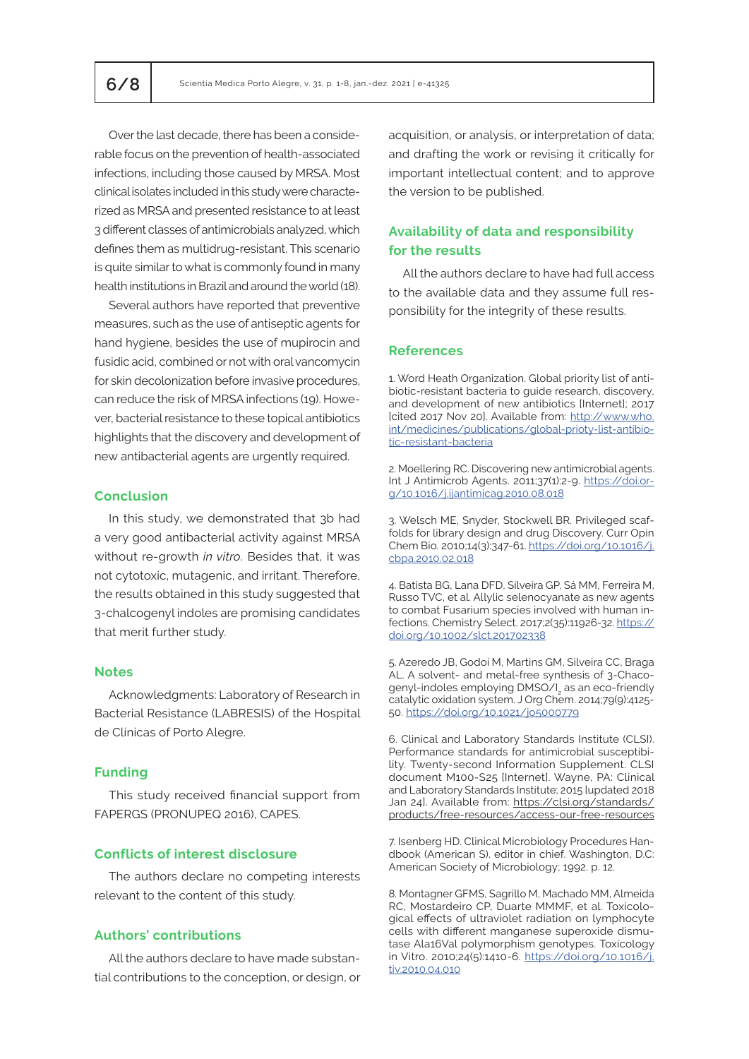Over the last decade, there has been a considerable focus on the prevention of health-associated infections, including those caused by MRSA. Most clinical isolates included in this study were characterized as MRSA and presented resistance to at least 3 different classes of antimicrobials analyzed, which defines them as multidrug-resistant. This scenario is quite similar to what is commonly found in many health institutions in Brazil and around the world (18).

Several authors have reported that preventive measures, such as the use of antiseptic agents for hand hygiene, besides the use of mupirocin and fusidic acid, combined or not with oral vancomycin for skin decolonization before invasive procedures, can reduce the risk of MRSA infections (19). However, bacterial resistance to these topical antibiotics highlights that the discovery and development of new antibacterial agents are urgently required.

## Conclusion

In this study, we demonstrated that 3b had a very good antibacterial activity against MRSA without re-growth *in vitro*. Besides that, it was not cytotoxic, mutagenic, and irritant. Therefore, the results obtained in this study suggested that 3-chalcogenyl indoles are promising candidates that merit further study.

## Notes

Acknowledgments: Laboratory of Research in Bacterial Resistance (LABRESIS) of the Hospital de Clinicas of Porto Alegre.

## Funding

This study received financial support from FAPERGS (PRONUPEQ 2016), CAPES.

## Conflicts of interest disclosure

The authors declare no competing interests relevant to the content of this study.

## Authors' contributions

All the authors declare to have made substantial contributions to the conception, or design, or acquisition, or analysis, or interpretation of data; and drafting the work or revising it critically for important intellectual content; and to approve the version to be published.

## Availability of data and responsibility for the results

All the authors declare to have had full access to the available data and they assume full responsibility for the integrity of these results.

## References

1. Word Heath Organization. Global priority list of antibiotic-resistant bacteria to guide research, discovery, and development of new antibiotics [Internet]; 2017 [cited 2017 Nov 20]. Available from: http://www.who.int/medicines/publications/global-prioty-list-antibiotic-resistant-bacteria

2. Moellering RC. Discovering new antimicrobial agents. Int J Antimicrob Agents. 2011;37(1):2-9. https://doi.org/10.1016/j.ijantimicag.2010.08.018

3. Welsch ME, Snyder, Stockwell BR. Privileged scaffolds for library design and drug Discovery. Curr Opin Chem Bio. 2010;14(3):347-61. https://doi.org/10.1016/j.cbpa.2010.02.018

4. Batista BG, Lana DFD, Silveira GP, Sá MM, Ferreira M, Russo TVC, et al. Allylic selenocyanate as new agents to combat Fusarium species involved with human infections. Chemistry Select. 2017;2(35):11926-32. https://doi.org/10.1002/slct.201702338

5. Azeredo JB, Godoi M, Martins GM, Silveira CC, Braga AL. A solvent- and metal-free synthesis of 3-Chacogenyl-indoles employing DMSO/$I_2$ as an eco-friendly catalytic oxidation system. J Org Chem. 2014;79(9):4125-50. https://doi.org/10.1021/jo5000779

6. Clinical and Laboratory Standards Institute (CLSI). Performance standards for antimicrobial susceptibility. Twenty-second Information Supplement. CLSI document M100-S25 [Internet]. Wayne, PA: Clinical and Laboratory Standards Institute; 2015 [updated 2018 Jan 24]. Available from: https://clsi.org/standards/products/free-resources/access-our-free-resources

7. Isenberg HD. Clinical Microbiology Procedures Handbook (American S). editor in chief. Washington, D.C: American Society of Microbiology; 1992. p. 12.

8. Montagner GFMS, Sagrillo M, Machado MM, Almeida RC, Mostardeiro CP, Duarte MMMF, et al. Toxicological effects of ultraviolet radiation on lymphocyte cells with different manganese superoxide dismutase Ala16Val polymorphism genotypes. Toxicology in Vitro. 2010;24(5):1410-6. https://doi.org/10.1016/j.tiv.2010.04.010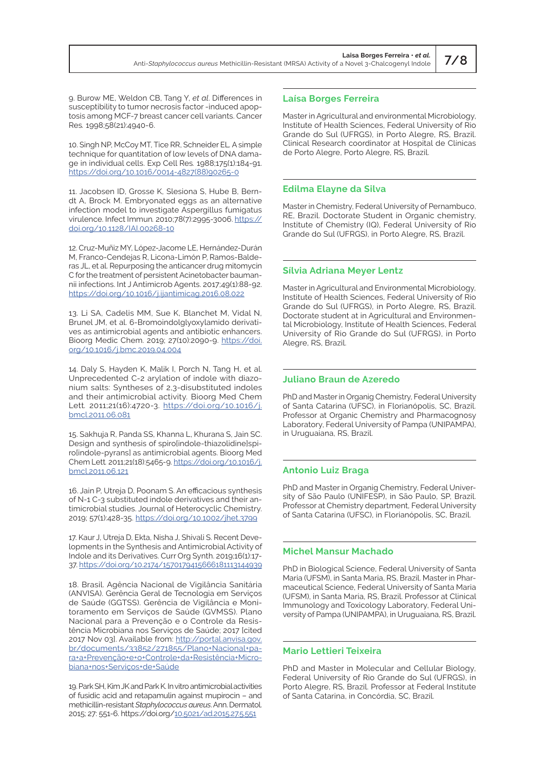9. Burow ME, Weldon CB, Tang Y, *et al*. Differences in susceptibility to tumor necrosis factor -induced apoptosis among MCF-7 breast cancer cell variants. Cancer Res. 1998;58(21):4940-6.

10. Singh NP, McCoy MT, Tice RR, Schneider EL. A simple technique for quantitation of low levels of DNA damage in individual cells. Exp Cell Res. 1988;175(1):184-91. https://doi.org/10.1016/0014-4827(88)90265-0

11. Jacobsen ID, Grosse K, Slesiona S, Hube B, Berndt A, Brock M. Embryonated eggs as an alternative infection model to investigate Aspergillus fumigatus virulence. Infect Immun. 2010;78(7):2995-3006. https://doi.org/10.1128/IAI.00268-10

12. Cruz-Muñiz MY, López-Jacome LE, Hernández-Durán M, Franco-Cendejas R, Licona-Limón P, Ramos-Balderas JL, et al. Repurposing the anticancer drug mitomycin C for the treatment of persistent Acinetobacter baumannii infections. Int J Antimicrob Agents. 2017;49(1):88-92. https://doi.org/10.1016/j.ijantimicag.2016.08.022

13. Li SA, Cadelis MM, Sue K, Blanchet M, Vidal N, Brunel JM, et al. 6-Bromoindolglyoxylamido derivatives as antimicrobial agents and antibiotic enhancers. Bioorg Medic Chem. 2019; 27(10):2090-9. https://doi.org/10.1016/j.bmc.2019.04.004

14. Daly S, Hayden K, Malik I, Porch N, Tang H, et al. Unprecedented C-2 arylation of indole with diazonium salts: Syntheses of 2,3-disubstituted indoles and their antimicrobial activity. Bioorg Med Chem Lett. 2011;21(16):4720-3. https://doi.org/10.1016/j.bmcl.2011.06.081

15. Sakhuja R, Panda SS, Khanna L, Khurana S, Jain SC. Design and synthesis of spiro[indole-thiazolidine]spiro[indole-pyrans] as antimicrobial agents. Bioorg Med Chem Lett. 2011;21(18):5465-9. https://doi.org/10.1016/j.bmcl.2011.06.121

16. Jain P, Utreja D, Poonam S. An efficacious synthesis of N-1 C-3 substituted indole derivatives and their antimicrobial studies. Journal of Heterocyclic Chemistry. 2019; 57(1):428-35. https://doi.org/10.1002/jhet.3799

17. Kaur J, Utreja D, Ekta, Nisha J, Shivali S. Recent Developments in the Synthesis and Antimicrobial Activity of Indole and its Derivatives. Curr Org Synth. 2019;16(1):17-37. https://doi.org/10.2174/1570179415666181113144939

18. Brasil. Agência Nacional de Vigilância Sanitária (ANVISA). Gerência Geral de Tecnologia em Serviços de Saúde (GGTSS). Gerência de Vigilância e Monitoramento em Serviços de Saúde (GVMSS). Plano Nacional para a Prevenção e o Controle da Resistência Microbiana nos Serviços de Saúde; 2017 [cited 2017 Nov 03]. Available from: http://portal.anvisa.gov.br/documents/33852/271855/Plano+Nacional+para+a+Prevenção+e+o+Controle+da+Resistência+Microbiana+nos+Serviços+de+Saúde

19. Park SH, Kim JK and Park K. In vitro antimicrobial activities of fusidic acid and retapamulin against mupirocin – and methicillin-resistant *Staphylococcus aureus*. Ann. Dermatol. 2015; 27: 551-6. https://doi.org/10.5021/ad.2015.27.5.551

## Laísa Borges Ferreira

Master in Agricultural and environmental Microbiology, Institute of Health Sciences, Federal University of Rio Grande do Sul (UFRGS), in Porto Alegre, RS, Brazil. Clinical Research coordinator at Hospital de Clinicas de Porto Alegre, Porto Alegre, RS, Brazil.

## Edilma Elayne da Silva

Master in Chemistry, Federal University of Pernambuco, RE, Brazil. Doctorate Student in Organic chemistry, Institute of Chemistry (IQ), Federal University of Rio Grande do Sul (UFRGS), in Porto Alegre, RS, Brazil.

## Sílvia Adriana Meyer Lentz

Master in Agricultural and Environmental Microbiology, Institute of Health Sciences, Federal University of Rio Grande do Sul (UFRGS), in Porto Alegre, RS, Brazil. Doctorate student at in Agricultural and Environmental Microbiology, Institute of Health Sciences, Federal University of Rio Grande do Sul (UFRGS), in Porto Alegre, RS, Brazil.

## Juliano Braun de Azeredo

PhD and Master in Organig Chemistry, Federal University of Santa Catarina (UFSC), in Florianópolis, SC, Brazil. Professor at Organic Chemistry and Pharmacognosy Laboratory, Federal University of Pampa (UNIPAMPA), in Uruguaiana, RS, Brazil.

## Antonio Luiz Braga

PhD and Master in Organig Chemistry, Federal University of São Paulo (UNIFESP), in São Paulo, SP, Brazil. Professor at Chemistry department, Federal University of Santa Catarina (UFSC), in Florianópolis, SC, Brazil.

## Michel Mansur Machado

PhD in Biological Science, Federal University of Santa Maria (UFSM), in Santa Maria, RS, Brazil. Master in Pharmaceutical Science, Federal University of Santa Maria (UFSM), in Santa Maria, RS, Brazil. Professor at Clinical Immunology and Toxicology Laboratory, Federal University of Pampa (UNIPAMPA), in Uruguaiana, RS, Brazil.

## Mario Lettieri Teixeira

PhD and Master in Molecular and Cellular Biology, Federal University of Rio Grande do Sul (UFRGS), in Porto Alegre, RS, Brazil. Professor at Federal Institute of Santa Catarina, in Concórdia, SC, Brazil.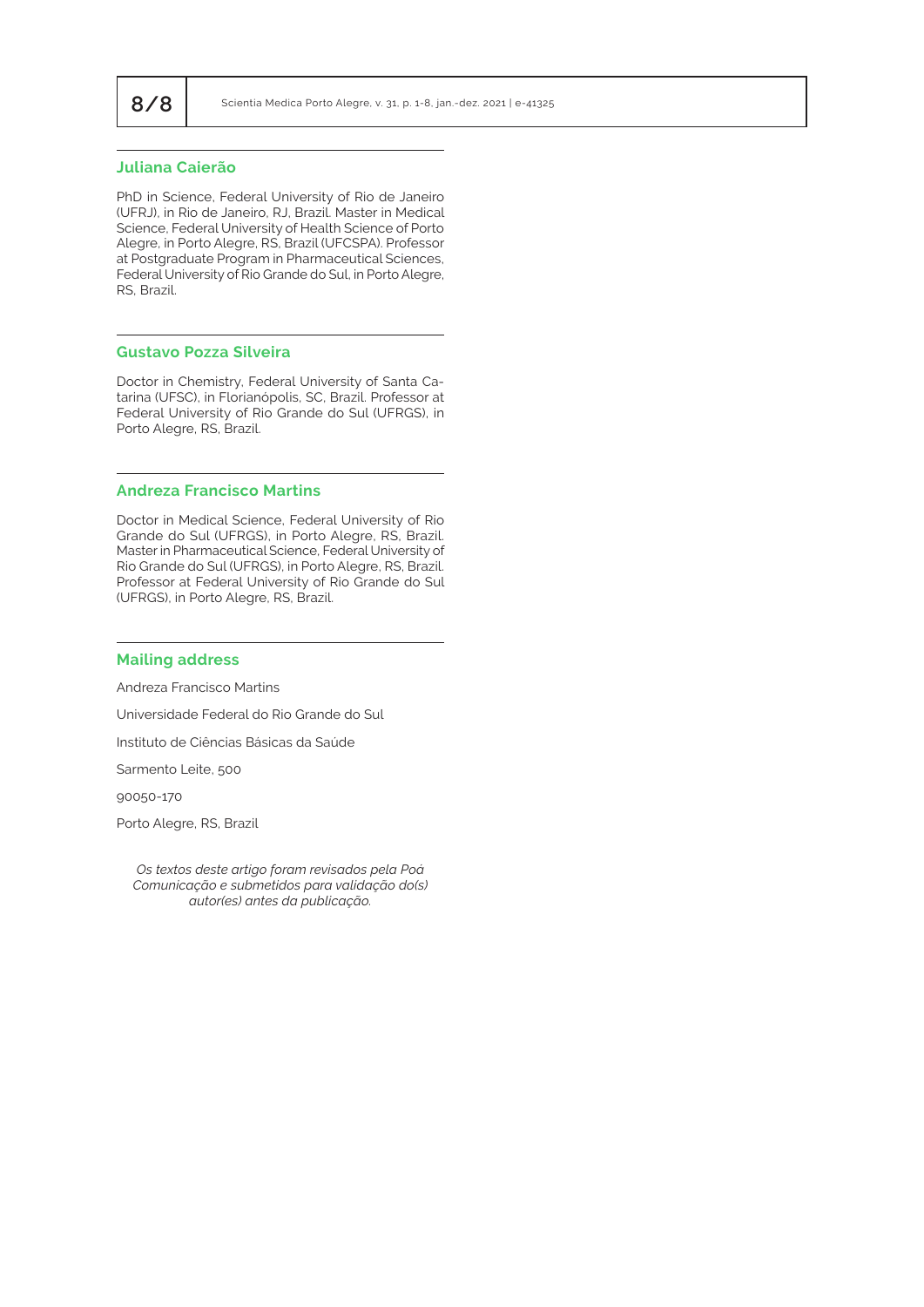## Juliana Caierão

PhD in Science, Federal University of Rio de Janeiro (UFRJ), in Rio de Janeiro, RJ, Brazil. Master in Medical Science, Federal University of Health Science of Porto Alegre, in Porto Alegre, RS, Brazil (UFCSPA). Professor at Postgraduate Program in Pharmaceutical Sciences, Federal University of Rio Grande do Sul, in Porto Alegre, RS, Brazil.

## Gustavo Pozza Silveira

Doctor in Chemistry, Federal University of Santa Catarina (UFSC), in Florianópolis, SC, Brazil. Professor at Federal University of Rio Grande do Sul (UFRGS), in Porto Alegre, RS, Brazil.

## Andreza Francisco Martins

Doctor in Medical Science, Federal University of Rio Grande do Sul (UFRGS), in Porto Alegre, RS, Brazil. Master in Pharmaceutical Science, Federal University of Rio Grande do Sul (UFRGS), in Porto Alegre, RS, Brazil. Professor at Federal University of Rio Grande do Sul (UFRGS), in Porto Alegre, RS, Brazil.

## Mailing address

Andreza Francisco Martins

Universidade Federal do Rio Grande do Sul

Instituto de Ciências Básicas da Saúde

Sarmento Leite, 500

90050-170

Porto Alegre, RS, Brazil

*Os textos deste artigo foram revisados pela Poá Comunicação e submetidos para validação do(s) autor(es) antes da publicação.*